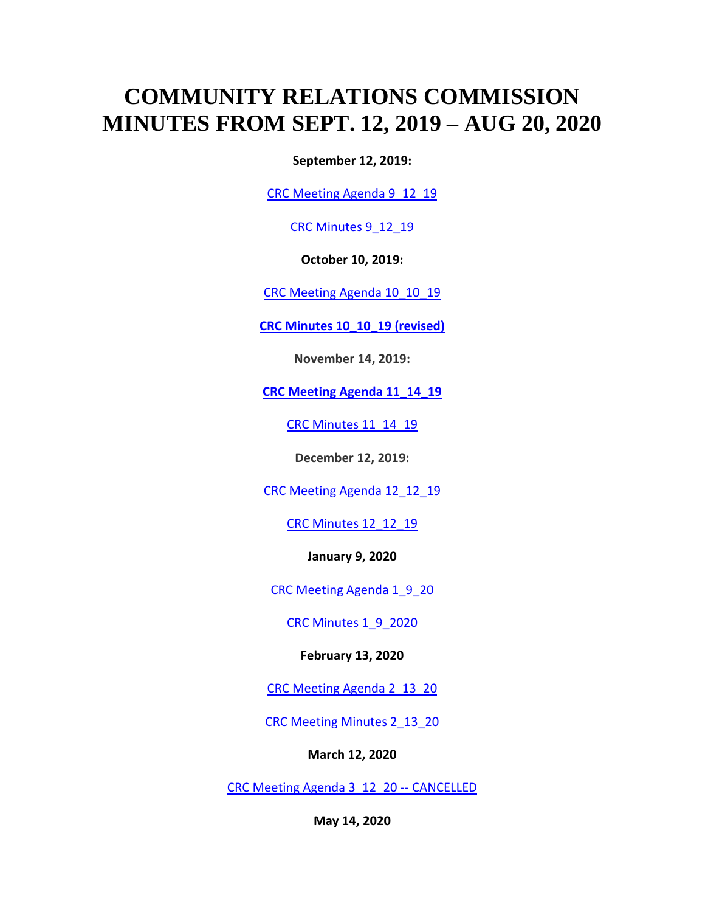# COMMUNITY RELATIONS COMMISSION MINUTES FROM SEPT. 12, 2019 – AUG 20, 2020

**September 12, 2019:**

CRC Meeting Agenda 9_12_19

CRC Minutes 9_12_19

**October 10, 2019:**

CRC Meeting Agenda 10_10_19

**CRC Minutes 10_10_19 (revised)**

**November 14, 2019:**

**CRC Meeting Agenda 11_14_19**

CRC Minutes 11_14_19

**December 12, 2019:**

CRC Meeting Agenda 12_12_19

CRC Minutes 12_12_19

**January 9, 2020**

CRC Meeting Agenda 1_9_20

CRC Minutes 1_9_2020

**February 13, 2020**

CRC Meeting Agenda 2_13_20

CRC Meeting Minutes 2_13_20

**March 12, 2020**

CRC Meeting Agenda 3_12_20 -- CANCELLED

**May 14, 2020**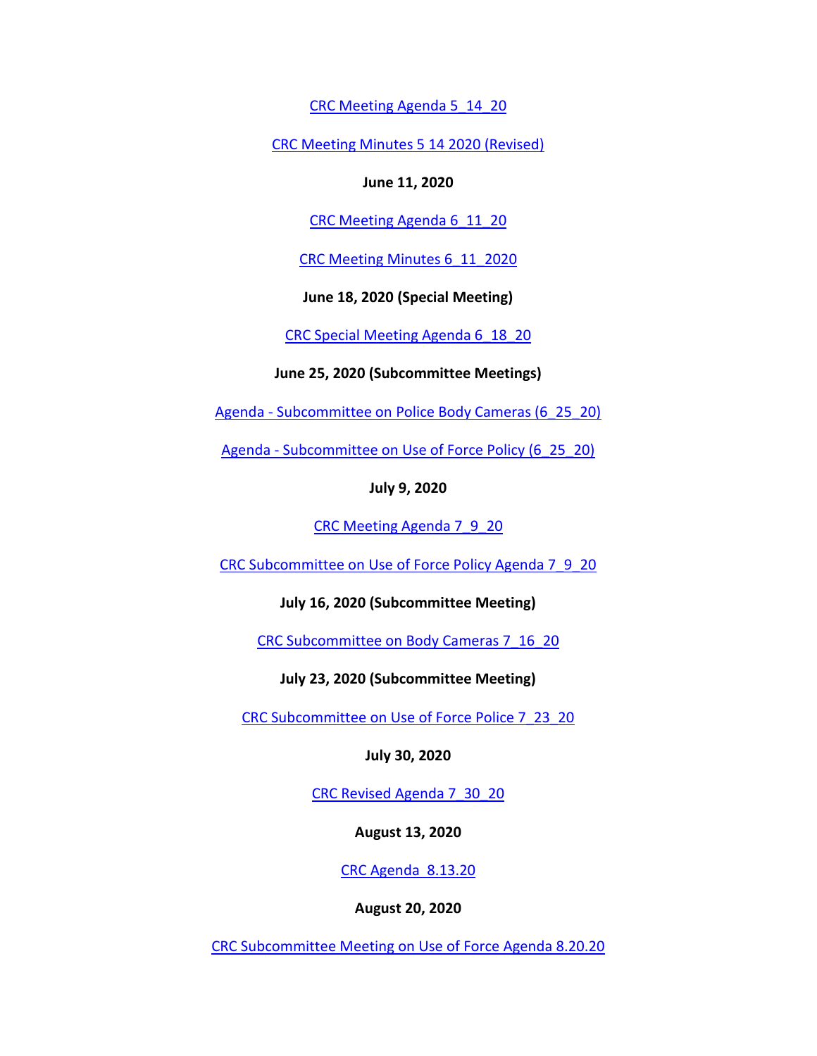CRC Meeting Agenda 5_14_20

CRC Meeting Minutes 5 14 2020 (Revised)

**June 11, 2020**

CRC Meeting Agenda 6_11_20

CRC Meeting Minutes 6_11_2020

**June 18, 2020 (Special Meeting)**

CRC Special Meeting Agenda 6_18_20

**June 25, 2020 (Subcommittee Meetings)**

Agenda - Subcommittee on Police Body Cameras (6_25_20)

Agenda - Subcommittee on Use of Force Policy (6_25_20)

**July 9, 2020**

CRC Meeting Agenda 7_9_20

CRC Subcommittee on Use of Force Policy Agenda 7_9_20

**July 16, 2020 (Subcommittee Meeting)**

CRC Subcommittee on Body Cameras 7_16_20

**July 23, 2020 (Subcommittee Meeting)**

CRC Subcommittee on Use of Force Police 7_23_20

**July 30, 2020**

CRC Revised Agenda 7_30_20

**August 13, 2020**

CRC Agenda 8.13.20

**August 20, 2020**

CRC Subcommittee Meeting on Use of Force Agenda 8.20.20